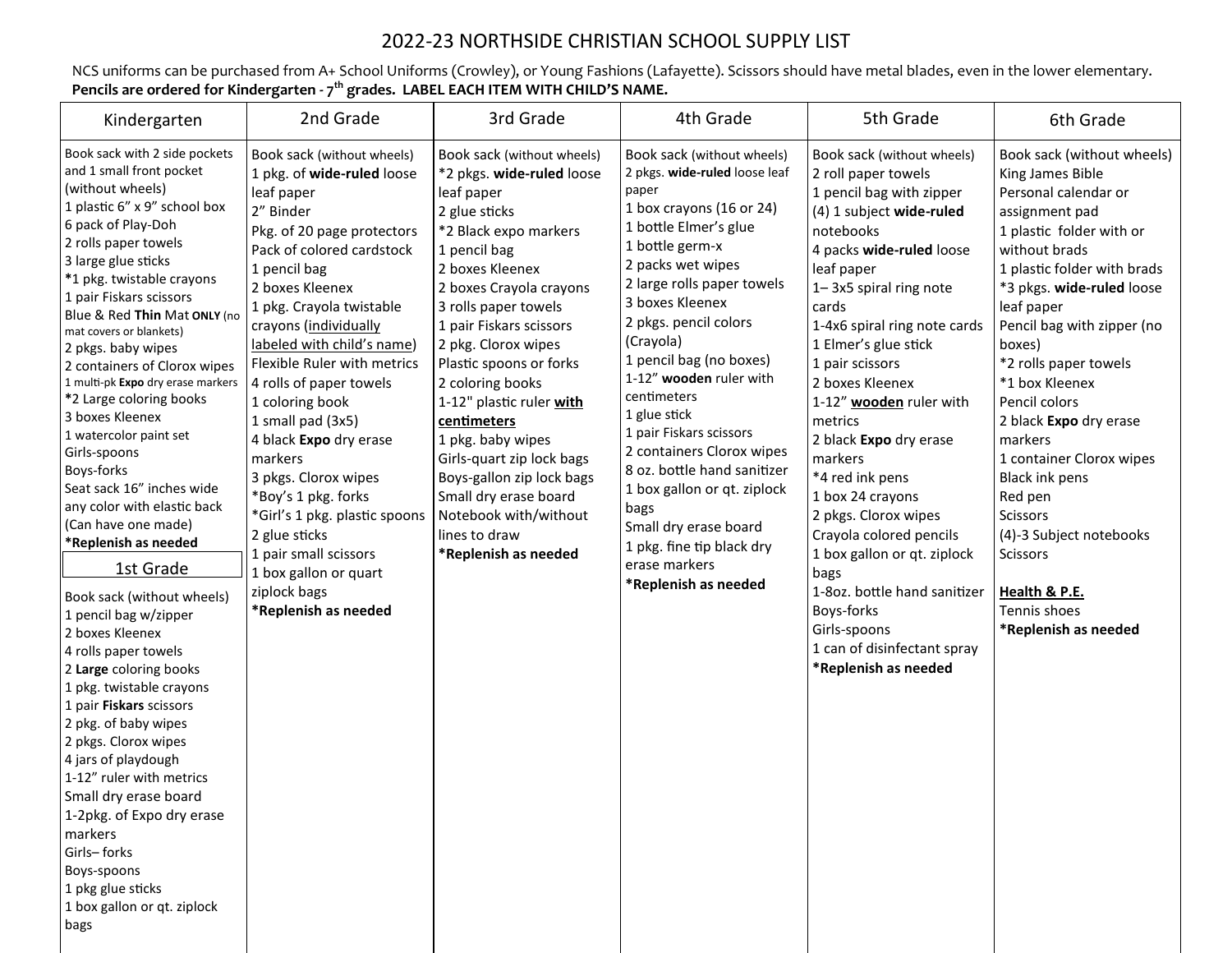# 2022-23 NORTHSIDE CHRISTIAN SCHOOL SUPPLY LIST

NCS uniforms can be purchased from A+ School Uniforms (Crowley), or Young Fashions (Lafayette). Scissors should have metal blades, even in the lower elementary.
**Pencils are ordered for Kindergarten - 7th grades. LABEL EACH ITEM WITH CHILD'S NAME.**

## Kindergarten

- Book sack with 2 side pockets and 1 small front pocket (without wheels)
- 1 plastic 6" x 9" school box
- 6 pack of Play-Doh
- 2 rolls paper towels
- 3 large glue sticks
- *1 pkg. twistable crayons
- 1 pair Fiskars scissors
- Blue & Red **Thin** Mat **ONLY** (no mat covers or blankets)
- 2 pkgs. baby wipes
- 2 containers of Clorox wipes
- 1 multi-pk **Expo** dry erase markers
- *2 Large coloring books
- 3 boxes Kleenex
- 1 watercolor paint set
- Girls-spoons
- Boys-forks
- Seat sack 16" inches wide any color with elastic back (Can have one made)
- **\*Replenish as needed**

## 1st Grade

- Book sack (without wheels)
- 1 pencil bag w/zipper
- 2 boxes Kleenex
- 4 rolls paper towels
- 2 **Large** coloring books
- 1 pkg. twistable crayons
- 1 pair **Fiskars** scissors
- 2 pkg. of baby wipes
- 2 pkgs. Clorox wipes
- 4 jars of playdough
- 1-12" ruler with metrics
- Small dry erase board
- 1-2pkg. of Expo dry erase markers
- Girls– forks
- Boys-spoons
- 1 pkg glue sticks
- 1 box gallon or qt. ziplock bags

## 2nd Grade

- Book sack (without wheels)
- 1 pkg. of **wide-ruled** loose leaf paper
- 2" Binder
- Pkg. of 20 page protectors
- Pack of colored cardstock
- 1 pencil bag
- 2 boxes Kleenex
- 1 pkg. Crayola twistable crayons (<u>individually labeled with child's name</u>)
- Flexible Ruler with metrics
- 4 rolls of paper towels
- 1 coloring book
- 1 small pad (3x5)
- 4 black **Expo** dry erase markers
- 3 pkgs. Clorox wipes
- *Boy's 1 pkg. forks
- *Girl's 1 pkg. plastic spoons
- 2 glue sticks
- 1 pair small scissors
- 1 box gallon or quart ziplock bags
- **\*Replenish as needed**

## 3rd Grade

- Book sack (without wheels)
- *2 pkgs. **wide-ruled** loose leaf paper
- 2 glue sticks
- *2 Black expo markers
- 1 pencil bag
- 2 boxes Kleenex
- 2 boxes Crayola crayons
- 3 rolls paper towels
- 1 pair Fiskars scissors
- 2 pkg. Clorox wipes
- Plastic spoons or forks
- 2 coloring books
- 1-12" plastic ruler **<u>with centimeters</u>**
- 1 pkg. baby wipes
- Girls-quart zip lock bags
- Boys-gallon zip lock bags
- Small dry erase board
- Notebook with/without lines to draw
- **\*Replenish as needed**

## 4th Grade

- Book sack (without wheels)
- 2 pkgs. **wide-ruled** loose leaf paper
- 1 box crayons (16 or 24)
- 1 bottle Elmer's glue
- 1 bottle germ-x
- 2 packs wet wipes
- 2 large rolls paper towels
- 3 boxes Kleenex
- 2 pkgs. pencil colors (Crayola)
- 1 pencil bag (no boxes)
- 1-12" **wooden** ruler with centimeters
- 1 glue stick
- 1 pair Fiskars scissors
- 2 containers Clorox wipes
- 8 oz. bottle hand sanitizer
- 1 box gallon or qt. ziplock bags
- Small dry erase board
- 1 pkg. fine tip black dry erase markers
- **\*Replenish as needed**

## 5th Grade

- Book sack (without wheels)
- 2 roll paper towels
- 1 pencil bag with zipper
- (4) 1 subject **wide-ruled** notebooks
- 4 packs **wide-ruled** loose leaf paper
- 1– 3x5 spiral ring note cards
- 1-4x6 spiral ring note cards
- 1 Elmer's glue stick
- 1 pair scissors
- 2 boxes Kleenex
- 1-12" **<u>wooden</u>** ruler with metrics
- 2 black **Expo** dry erase markers
- *4 red ink pens
- 1 box 24 crayons
- 2 pkgs. Clorox wipes
- Crayola colored pencils
- 1 box gallon or qt. ziplock bags
- 1-8oz. bottle hand sanitizer
- Boys-forks
- Girls-spoons
- 1 can of disinfectant spray
- **\*Replenish as needed**

## 6th Grade

- Book sack (without wheels)
- King James Bible
- Personal calendar or assignment pad
- 1 plastic folder with or without brads
- 1 plastic folder with brads
- *3 pkgs. **wide-ruled** loose leaf paper
- Pencil bag with zipper (no boxes)
- *2 rolls paper towels
- *1 box Kleenex
- Pencil colors
- 2 black **Expo** dry erase markers
- 1 container Clorox wipes
- Black ink pens
- Red pen
- Scissors
- (4)-3 Subject notebooks
- Scissors

**<u>Health & P.E.</u>**

- Tennis shoes
- **\*Replenish as needed**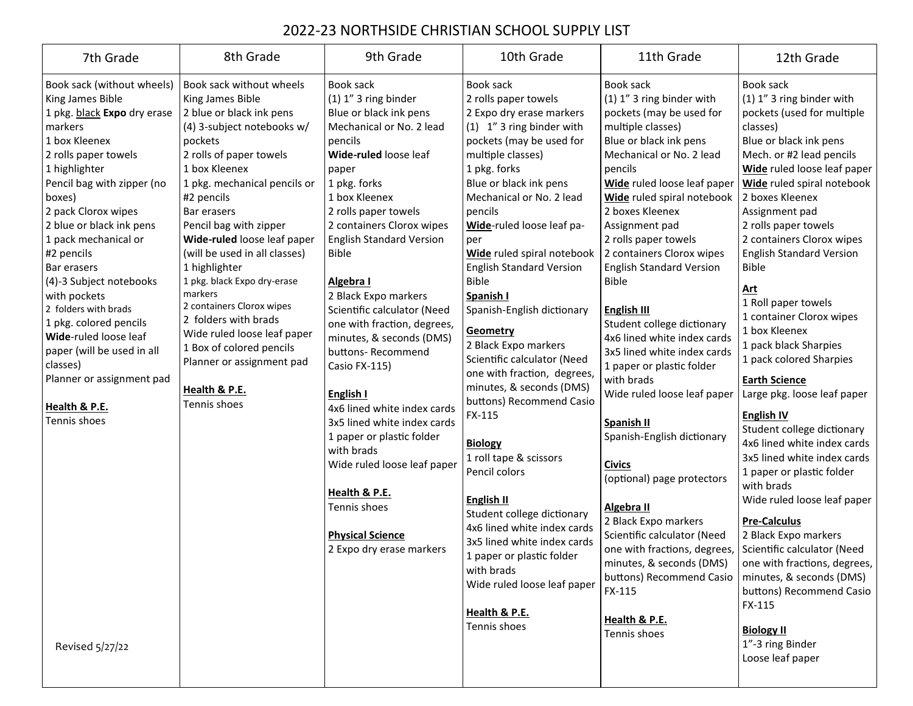# 2022-23 NORTHSIDE CHRISTIAN SCHOOL SUPPLY LIST

| 7th Grade | 8th Grade | 9th Grade | 10th Grade | 11th Grade | 12th Grade |
|---|---|---|---|---|---|
| Book sack (without wheels)<br>King James Bible<br>1 pkg. black **Expo** dry erase markers<br>1 box Kleenex<br>2 rolls paper towels<br>1 highlighter<br>Pencil bag with zipper (no boxes)<br>2 pack Clorox wipes<br>2 blue or black ink pens<br>1 pack mechanical or #2 pencils<br>Bar erasers<br>(4)-3 Subject notebooks with pockets<br>2 folders with brads<br>1 pkg. colored pencils<br>**Wide**-ruled loose leaf paper (will be used in all classes)<br>Planner or assignment pad<br><br>**Health & P.E.**<br>Tennis shoes<br><br>Revised 5/27/22 | Book sack without wheels<br>King James Bible<br>2 blue or black ink pens<br>(4) 3-subject notebooks w/ pockets<br>2 rolls of paper towels<br>1 box Kleenex<br>1 pkg. mechanical pencils or #2 pencils<br>Bar erasers<br>Pencil bag with zipper<br>**Wide-ruled** loose leaf paper (will be used in all classes)<br>1 highlighter<br>1 pkg. black Expo dry-erase markers<br>2 containers Clorox wipes<br>2 folders with brads<br>Wide ruled loose leaf paper<br>1 Box of colored pencils<br>Planner or assignment pad<br><br>**Health & P.E.**<br>Tennis shoes | Book sack<br>(1) 1" 3 ring binder<br>Blue or black ink pens<br>Mechanical or No. 2 lead pencils<br>**Wide-ruled** loose leaf paper<br>1 pkg. forks<br>1 box Kleenex<br>2 rolls paper towels<br>2 containers Clorox wipes<br>English Standard Version Bible<br><br>**Algebra I**<br>2 Black Expo markers<br>Scientific calculator (Need one with fraction, degrees, minutes, & seconds (DMS) buttons- Recommend Casio FX-115)<br><br>**English I**<br>4x6 lined white index cards<br>3x5 lined white index cards<br>1 paper or plastic folder with brads<br>Wide ruled loose leaf paper<br><br>**Health & P.E.**<br>Tennis shoes<br><br>**Physical Science**<br>2 Expo dry erase markers | Book sack<br>2 rolls paper towels<br>2 Expo dry erase markers<br>(1) 1" 3 ring binder with pockets (may be used for multiple classes)<br>1 pkg. forks<br>Blue or black ink pens<br>Mechanical or No. 2 lead pencils<br>**Wide**-ruled loose leaf paper<br>**Wide** ruled spiral notebook<br>English Standard Version Bible<br>**Spanish I**<br>Spanish-English dictionary<br><br>**Geometry**<br>2 Black Expo markers<br>Scientific calculator (Need one with fraction, degrees, minutes, & seconds (DMS) buttons) Recommend Casio FX-115<br><br>**Biology**<br>1 roll tape & scissors<br>Pencil colors<br><br>**English II**<br>Student college dictionary<br>4x6 lined white index cards<br>3x5 lined white index cards<br>1 paper or plastic folder with brads<br>Wide ruled loose leaf paper<br><br>**Health & P.E.**<br>Tennis shoes | Book sack<br>(1) 1" 3 ring binder with pockets (may be used for multiple classes)<br>Blue or black ink pens<br>Mechanical or No. 2 lead pencils<br>**Wide** ruled loose leaf paper<br>**Wide** ruled spiral notebook<br>2 boxes Kleenex<br>Assignment pad<br>2 rolls paper towels<br>2 containers Clorox wipes<br>English Standard Version Bible<br><br>**English III**<br>Student college dictionary<br>4x6 lined white index cards<br>3x5 lined white index cards<br>1 paper or plastic folder with brads<br>Wide ruled loose leaf paper<br><br>**Spanish II**<br>Spanish-English dictionary<br><br>**Civics**<br>(optional) page protectors<br><br>**Algebra II**<br>2 Black Expo markers<br>Scientific calculator (Need one with fractions, degrees, minutes, & seconds (DMS) buttons) Recommend Casio FX-115<br><br>**Health & P.E.**<br>Tennis shoes | Book sack<br>(1) 1" 3 ring binder with pockets (used for multiple classes)<br>Blue or black ink pens<br>Mech. or #2 lead pencils<br>**Wide** ruled loose leaf paper<br>**Wide** ruled spiral notebook<br>2 boxes Kleenex<br>Assignment pad<br>2 rolls paper towels<br>2 containers Clorox wipes<br>English Standard Version Bible<br><br>**Art**<br>1 Roll paper towels<br>1 container Clorox wipes<br>1 box Kleenex<br>1 pack black Sharpies<br>1 pack colored Sharpies<br><br>**Earth Science**<br>Large pkg. loose leaf paper<br><br>**English IV**<br>Student college dictionary<br>4x6 lined white index cards<br>3x5 lined white index cards<br>1 paper or plastic folder with brads<br>Wide ruled loose leaf paper<br><br>**Pre-Calculus**<br>2 Black Expo markers<br>Scientific calculator (Need one with fractions, degrees, minutes, & seconds (DMS) buttons) Recommend Casio FX-115<br><br>**Biology II**<br>1"-3 ring Binder<br>Loose leaf paper |